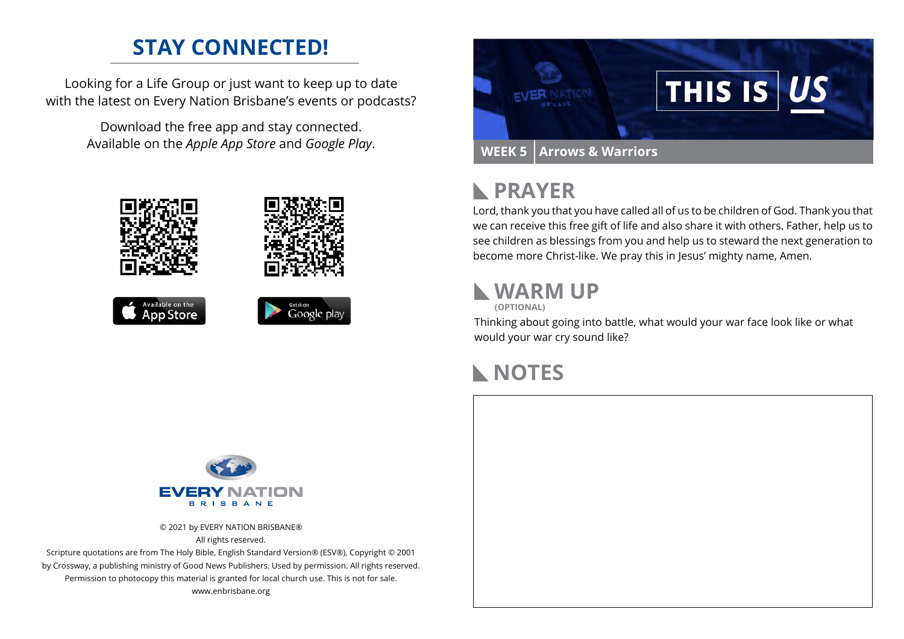# STAY CONNECTED!

Looking for a Life Group or just want to keep up to date with the latest on Every Nation Brisbane's events or podcasts?

Download the free app and stay connected. Available on the *Apple App Store* and *Google Play*.

© 2021 by EVERY NATION BRISBANE®
All rights reserved.
Scripture quotations are from The Holy Bible, English Standard Version® (ESV®), Copyright © 2001 by Crossway, a publishing ministry of Good News Publishers. Used by permission. All rights reserved.
Permission to photocopy this material is granted for local church use. This is not for sale.
www.enbrisbane.org

# THIS IS US

**WEEK 5 | Arrows & Warriors**

## PRAYER

Lord, thank you that you have called all of us to be children of God. Thank you that we can receive this free gift of life and also share it with others. Father, help us to see children as blessings from you and help us to steward the next generation to become more Christ-like. We pray this in Jesus' mighty name, Amen.

## WARM UP

**(OPTIONAL)**

Thinking about going into battle, what would your war face look like or what would your war cry sound like?

## NOTES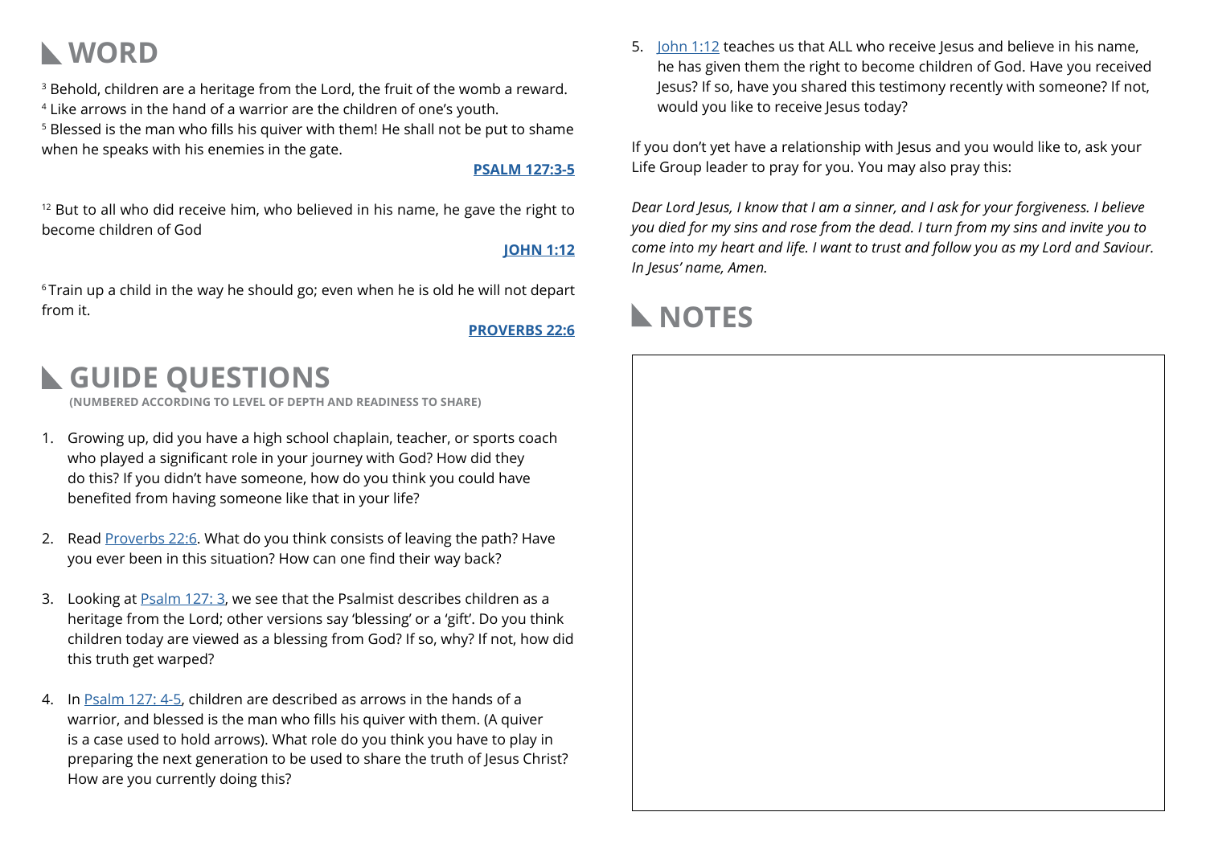## WORD

[3] Behold, children are a heritage from the Lord, the fruit of the womb a reward.
[4] Like arrows in the hand of a warrior are the children of one's youth.
[5] Blessed is the man who fills his quiver with them! He shall not be put to shame when he speaks with his enemies in the gate.

**PSALM 127:3-5**

[12] But to all who did receive him, who believed in his name, he gave the right to become children of God

**JOHN 1:12**

[6] Train up a child in the way he should go; even when he is old he will not depart from it.

**PROVERBS 22:6**

## GUIDE QUESTIONS

**(NUMBERED ACCORDING TO LEVEL OF DEPTH AND READINESS TO SHARE)**

1. Growing up, did you have a high school chaplain, teacher, or sports coach who played a significant role in your journey with God? How did they do this? If you didn't have someone, how do you think you could have benefited from having someone like that in your life?

2. Read Proverbs 22:6. What do you think consists of leaving the path? Have you ever been in this situation? How can one find their way back?

3. Looking at Psalm 127: 3, we see that the Psalmist describes children as a heritage from the Lord; other versions say 'blessing' or a 'gift'. Do you think children today are viewed as a blessing from God? If so, why? If not, how did this truth get warped?

4. In Psalm 127: 4-5, children are described as arrows in the hands of a warrior, and blessed is the man who fills his quiver with them. (A quiver is a case used to hold arrows). What role do you think you have to play in preparing the next generation to be used to share the truth of Jesus Christ? How are you currently doing this?

5. John 1:12 teaches us that ALL who receive Jesus and believe in his name, he has given them the right to become children of God. Have you received Jesus? If so, have you shared this testimony recently with someone? If not, would you like to receive Jesus today?

If you don't yet have a relationship with Jesus and you would like to, ask your Life Group leader to pray for you. You may also pray this:

*Dear Lord Jesus, I know that I am a sinner, and I ask for your forgiveness. I believe you died for my sins and rose from the dead. I turn from my sins and invite you to come into my heart and life. I want to trust and follow you as my Lord and Saviour. In Jesus' name, Amen.*

## NOTES